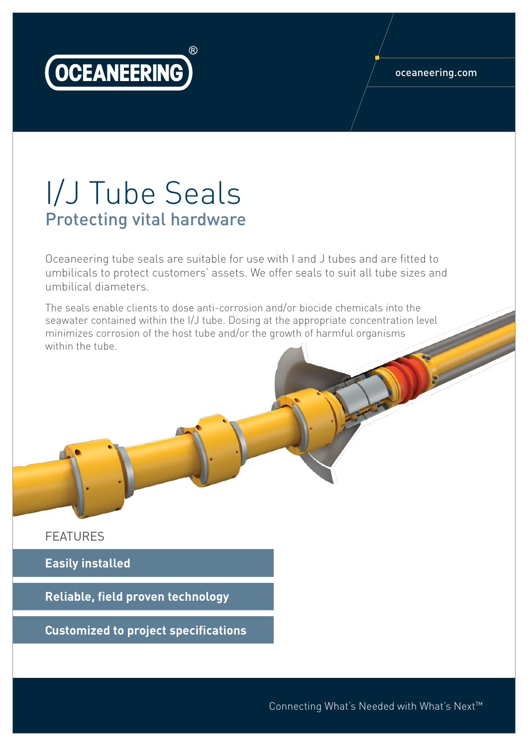OCEANEERING®

oceaneering.com

# I/J Tube Seals

## Protecting vital hardware

Oceaneering tube seals are suitable for use with I and J tubes and are fitted to umbilicals to protect customers' assets. We offer seals to suit all tube sizes and umbilical diameters.

The seals enable clients to dose anti-corrosion and/or biocide chemicals into the seawater contained within the I/J tube. Dosing at the appropriate concentration level minimizes corrosion of the host tube and/or the growth of harmful organisms within the tube.

### FEATURES

**Easily installed**

**Reliable, field proven technology**

**Customized to project specifications**

Connecting What's Needed with What's Next™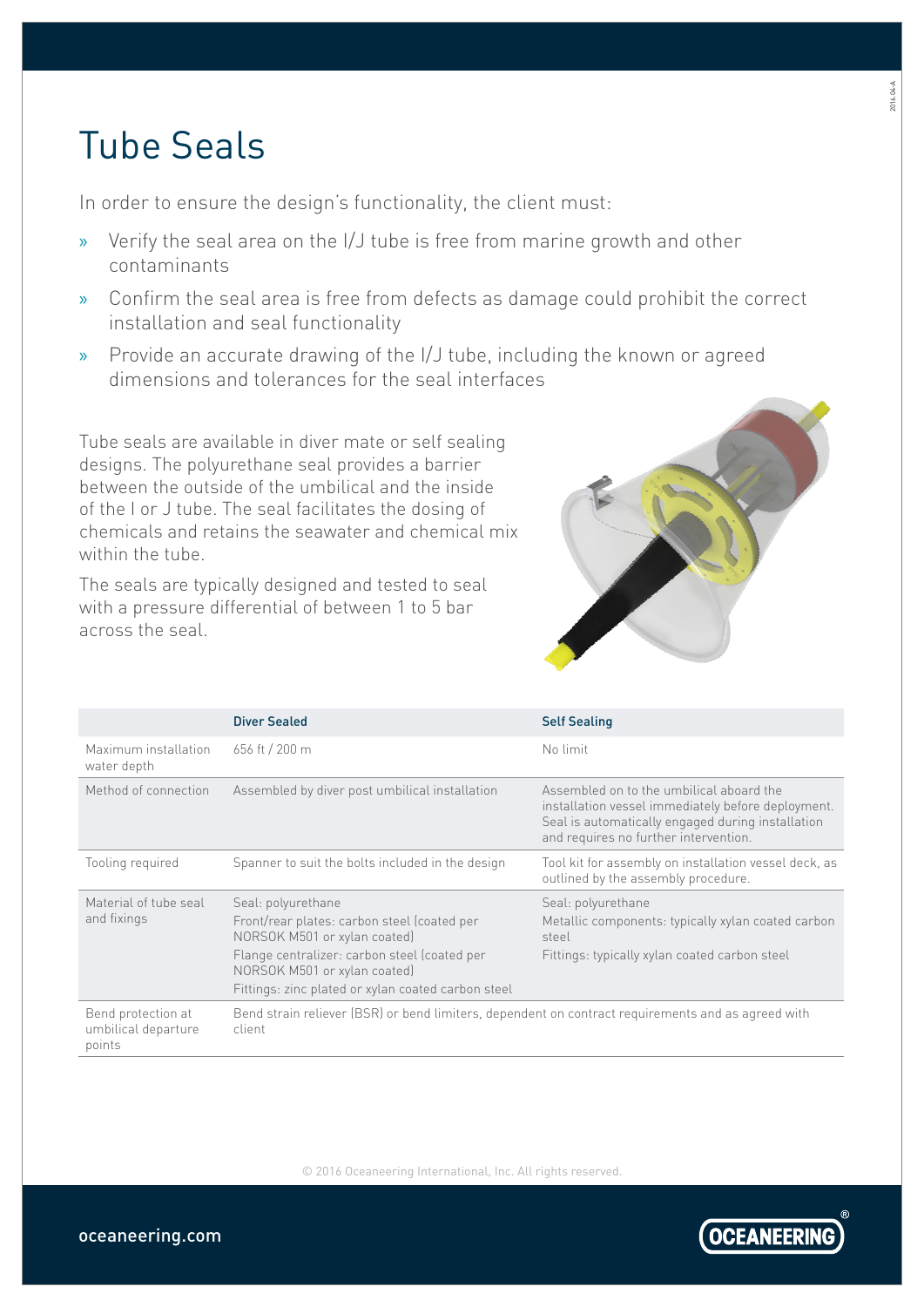# Tube Seals

In order to ensure the design's functionality, the client must:

- Verify the seal area on the I/J tube is free from marine growth and other contaminants
- Confirm the seal area is free from defects as damage could prohibit the correct installation and seal functionality
- Provide an accurate drawing of the I/J tube, including the known or agreed dimensions and tolerances for the seal interfaces

Tube seals are available in diver mate or self sealing designs. The polyurethane seal provides a barrier between the outside of the umbilical and the inside of the I or J tube. The seal facilitates the dosing of chemicals and retains the seawater and chemical mix within the tube.

The seals are typically designed and tested to seal with a pressure differential of between 1 to 5 bar across the seal.

| | Diver Sealed | Self Sealing |
|---|---|---|
| Maximum installation water depth | 656 ft / 200 m | No limit |
| Method of connection | Assembled by diver post umbilical installation | Assembled on to the umbilical aboard the installation vessel immediately before deployment. Seal is automatically engaged during installation and requires no further intervention. |
| Tooling required | Spanner to suit the bolts included in the design | Tool kit for assembly on installation vessel deck, as outlined by the assembly procedure. |
| Material of tube seal and fixings | Seal: polyurethane<br>Front/rear plates: carbon steel (coated per NORSOK M501 or xylan coated)<br>Flange centralizer: carbon steel (coated per NORSOK M501 or xylan coated)<br>Fittings: zinc plated or xylan coated carbon steel | Seal: polyurethane<br>Metallic components: typically xylan coated carbon steel<br>Fittings: typically xylan coated carbon steel |
| Bend protection at umbilical departure points | Bend strain reliever (BSR) or bend limiters, dependent on contract requirements and as agreed with client | |

© 2016 Oceaneering International, Inc. All rights reserved.

oceaneering.com